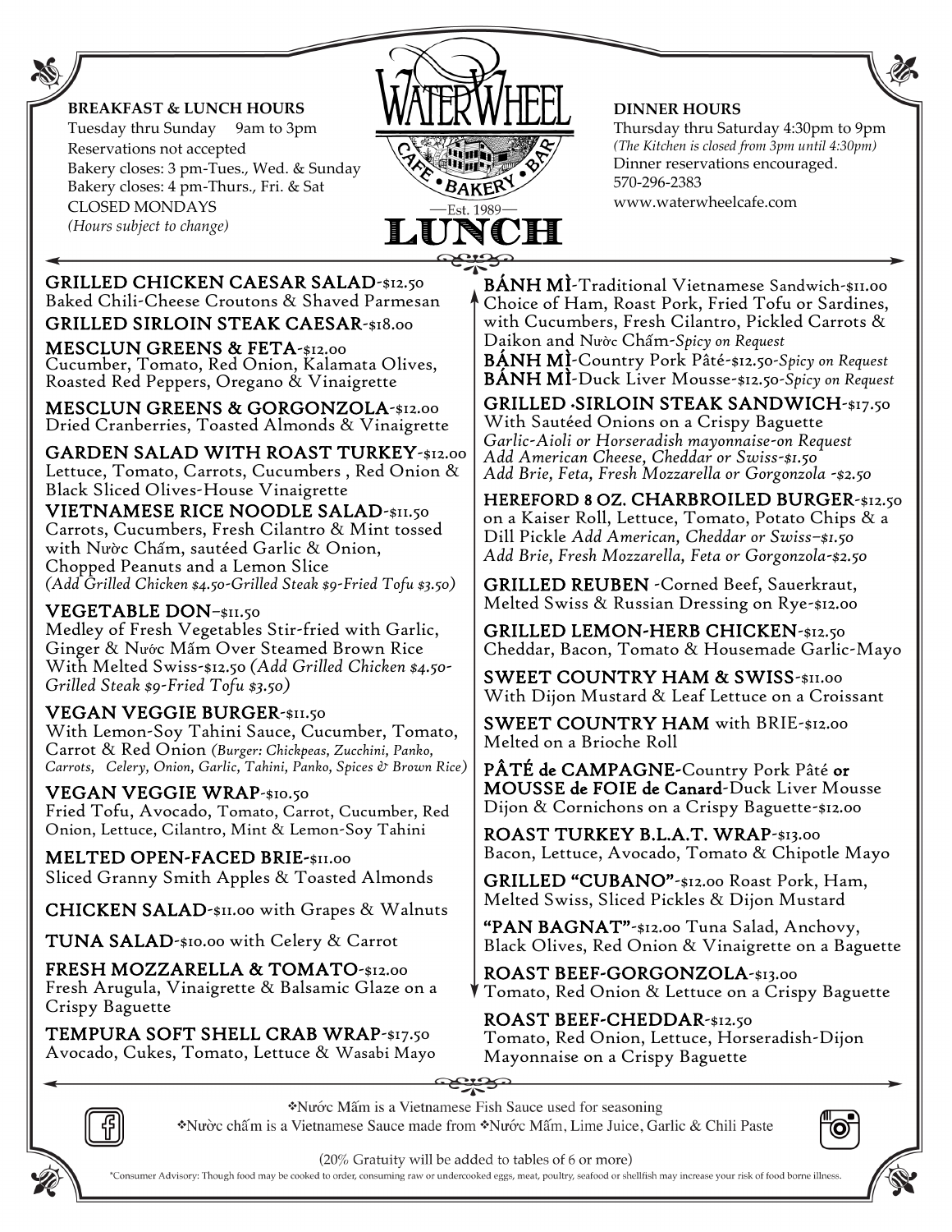**BREAKFAST & LUNCH HOURS**
Tuesday thru Sunday 9am to 3pm
Reservations not accepted
Bakery closes: 3 pm-Tues., Wed. & Sunday
Bakery closes: 4 pm-Thurs., Fri. & Sat
CLOSED MONDAYS
*(Hours subject to change)*

# WaterWheel

CAFE • BAKERY • BAR
—Est. 1989—

# LUNCH

**DINNER HOURS**
Thursday thru Saturday 4:30pm to 9pm
*(The Kitchen is closed from 3pm until 4:30pm)*
Dinner reservations encouraged.
570-296-2383
www.waterwheelcafe.com

---

**GRILLED CHICKEN CAESAR SALAD**-$12.50
Baked Chili-Cheese Croutons & Shaved Parmesan

**GRILLED SIRLOIN STEAK CAESAR**-$18.00

**MESCLUN GREENS & FETA**-$12.00
Cucumber, Tomato, Red Onion, Kalamata Olives, Roasted Red Peppers, Oregano & Vinaigrette

**MESCLUN GREENS & GORGONZOLA**-$12.00
Dried Cranberries, Toasted Almonds & Vinaigrette

**GARDEN SALAD WITH ROAST TURKEY**-$12.00
Lettuce, Tomato, Carrots, Cucumbers , Red Onion & Black Sliced Olives-House Vinaigrette

**VIETNAMESE RICE NOODLE SALAD**-$11.50
Carrots, Cucumbers, Fresh Cilantro & Mint tossed with Nườc Chấm, sautéed Garlic & Onion, Chopped Peanuts and a Lemon Slice
*(Add Grilled Chicken $4.50-Grilled Steak $9-Fried Tofu $3.50)*

**VEGETABLE DON**–$11.50
Medley of Fresh Vegetables Stir-fried with Garlic, Ginger & Nước Mắm Over Steamed Brown Rice With Melted Swiss-$12.50 *(Add Grilled Chicken $4.50-Grilled Steak $9-Fried Tofu $3.50)*

**VEGAN VEGGIE BURGER**-$11.50
With Lemon-Soy Tahini Sauce, Cucumber, Tomato, Carrot & Red Onion *(Burger: Chickpeas, Zucchini, Panko, Carrots, Celery, Onion, Garlic, Tahini, Panko, Spices & Brown Rice)*

**VEGAN VEGGIE WRAP**-$10.50
Fried Tofu, Avocado, Tomato, Carrot, Cucumber, Red Onion, Lettuce, Cilantro, Mint & Lemon-Soy Tahini

**MELTED OPEN-FACED BRIE**-$11.00
Sliced Granny Smith Apples & Toasted Almonds

**CHICKEN SALAD**-$11.00 with Grapes & Walnuts

**TUNA SALAD**-$10.00 with Celery & Carrot

**FRESH MOZZARELLA & TOMATO**-$12.00
Fresh Arugula, Vinaigrette & Balsamic Glaze on a Crispy Baguette

**TEMPURA SOFT SHELL CRAB WRAP**-$17.50
Avocado, Cukes, Tomato, Lettuce & Wasabi Mayo

**BÁNH MÌ**-Traditional Vietnamese Sandwich-$11.00
Choice of Ham, Roast Pork, Fried Tofu or Sardines, with Cucumbers, Fresh Cilantro, Pickled Carrots & Daikon and Nườc Chấm-*Spicy on Request*

**BÁNH MÌ**-Country Pork Pâté-$12.50-*Spicy on Request*

**BÁNH MÌ**-Duck Liver Mousse-$12.50-*Spicy on Request*

**GRILLED SIRLOIN STEAK SANDWICH**-$17.50
With Sautéed Onions on a Crispy Baguette
*Garlic-Aioli or Horseradish mayonnaise-on Request*
*Add American Cheese, Cheddar or Swiss-$1.50*
*Add Brie, Feta, Fresh Mozzarella or Gorgonzola -$2.50*

**HEREFORD 8 OZ. CHARBROILED BURGER**-$12.50
on a Kaiser Roll, Lettuce, Tomato, Potato Chips & a Dill Pickle *Add American, Cheddar or Swiss–$1.50*
*Add Brie, Fresh Mozzarella, Feta or Gorgonzola-$2.50*

**GRILLED REUBEN** -Corned Beef, Sauerkraut, Melted Swiss & Russian Dressing on Rye-$12.00

**GRILLED LEMON-HERB CHICKEN**-$12.50
Cheddar, Bacon, Tomato & Housemade Garlic-Mayo

**SWEET COUNTRY HAM & SWISS**-$11.00
With Dijon Mustard & Leaf Lettuce on a Croissant

**SWEET COUNTRY HAM** with **BRIE**-$12.00
Melted on a Brioche Roll

**PÂTÉ de CAMPAGNE**-Country Pork Pâté **or MOUSSE de FOIE de Canard**-Duck Liver Mousse Dijon & Cornichons on a Crispy Baguette-$12.00

**ROAST TURKEY B.L.A.T. WRAP**-$13.00
Bacon, Lettuce, Avocado, Tomato & Chipotle Mayo

**GRILLED "CUBANO"**-$12.00 Roast Pork, Ham, Melted Swiss, Sliced Pickles & Dijon Mustard

**"PAN BAGNAT"**-$12.00 Tuna Salad, Anchovy, Black Olives, Red Onion & Vinaigrette on a Baguette

**ROAST BEEF-GORGONZOLA**-$13.00
Tomato, Red Onion & Lettuce on a Crispy Baguette

**ROAST BEEF-CHEDDAR**-$12.50
Tomato, Red Onion, Lettuce, Horseradish-Dijon Mayonnaise on a Crispy Baguette

---

❖Nước Mắm is a Vietnamese Fish Sauce used for seasoning
❖Nườc chấm is a Vietnamese Sauce made from ❖Nước Mắm, Lime Juice, Garlic & Chili Paste

(20% Gratuity will be added to tables of 6 or more)

*Consumer Advisory: Though food may be cooked to order, consuming raw or undercooked eggs, meat, poultry, seafood or shellfish may increase your risk of food borne illness.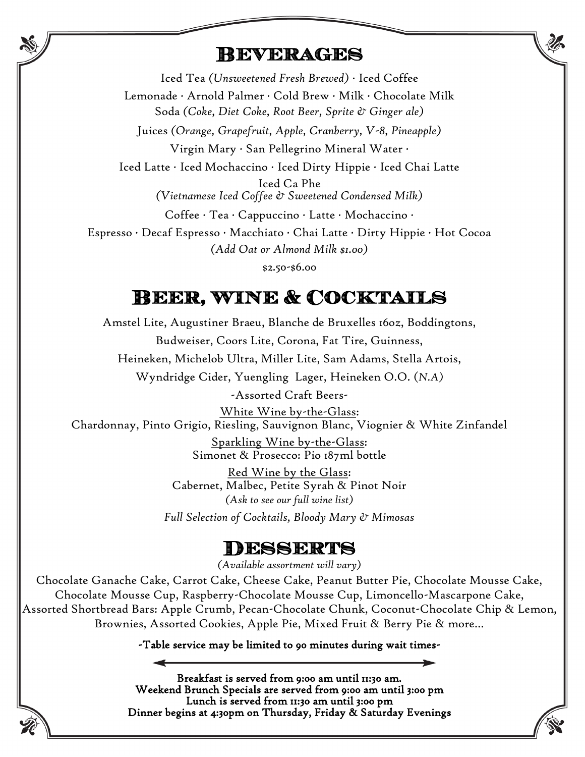# Beverages

Iced Tea *(Unsweetened Fresh Brewed)* · Iced Coffee

Lemonade · Arnold Palmer · Cold Brew · Milk · Chocolate Milk

Soda *(Coke, Diet Coke, Root Beer, Sprite & Ginger ale)*

Juices *(Orange, Grapefruit, Apple, Cranberry, V-8, Pineapple)*

Virgin Mary · San Pellegrino Mineral Water ·

Iced Latte · Iced Mochaccino · Iced Dirty Hippie · Iced Chai Latte

Iced Ca Phe
*(Vietnamese Iced Coffee & Sweetened Condensed Milk)*

Coffee · Tea · Cappuccino · Latte · Mochaccino ·

Espresso · Decaf Espresso · Macchiato · Chai Latte · Dirty Hippie · Hot Cocoa

*(Add Oat or Almond Milk $1.00)*

$2.50-$6.00

# Beer, Wine & Cocktails

Amstel Lite, Augustiner Braeu, Blanche de Bruxelles 16oz, Boddingtons,

Budweiser, Coors Lite, Corona, Fat Tire, Guinness,

Heineken, Michelob Ultra, Miller Lite, Sam Adams, Stella Artois,

Wyndridge Cider, Yuengling Lager, Heineken O.O. *(N.A)*

-Assorted Craft Beers-

White Wine by-the-Glass:
Chardonnay, Pinto Grigio, Riesling, Sauvignon Blanc, Viognier & White Zinfandel

Sparkling Wine by-the-Glass:
Simonet & Prosecco: Pio 187ml bottle

Red Wine by the Glass:
Cabernet, Malbec, Petite Syrah & Pinot Noir
*(Ask to see our full wine list)*

*Full Selection of Cocktails, Bloody Mary & Mimosas*

# Desserts

*(Available assortment will vary)*

Chocolate Ganache Cake, Carrot Cake, Cheese Cake, Peanut Butter Pie, Chocolate Mousse Cake, Chocolate Mousse Cup, Raspberry-Chocolate Mousse Cup, Limoncello-Mascarpone Cake, Assorted Shortbread Bars: Apple Crumb, Pecan-Chocolate Chunk, Coconut-Chocolate Chip & Lemon, Brownies, Assorted Cookies, Apple Pie, Mixed Fruit & Berry Pie & more...

**-Table service may be limited to 90 minutes during wait times-**

**Breakfast is served from 9:00 am until 11:30 am.**
**Weekend Brunch Specials are served from 9:00 am until 3:00 pm**
**Lunch is served from 11:30 am until 3:00 pm**
**Dinner begins at 4:30pm on Thursday, Friday & Saturday Evenings**